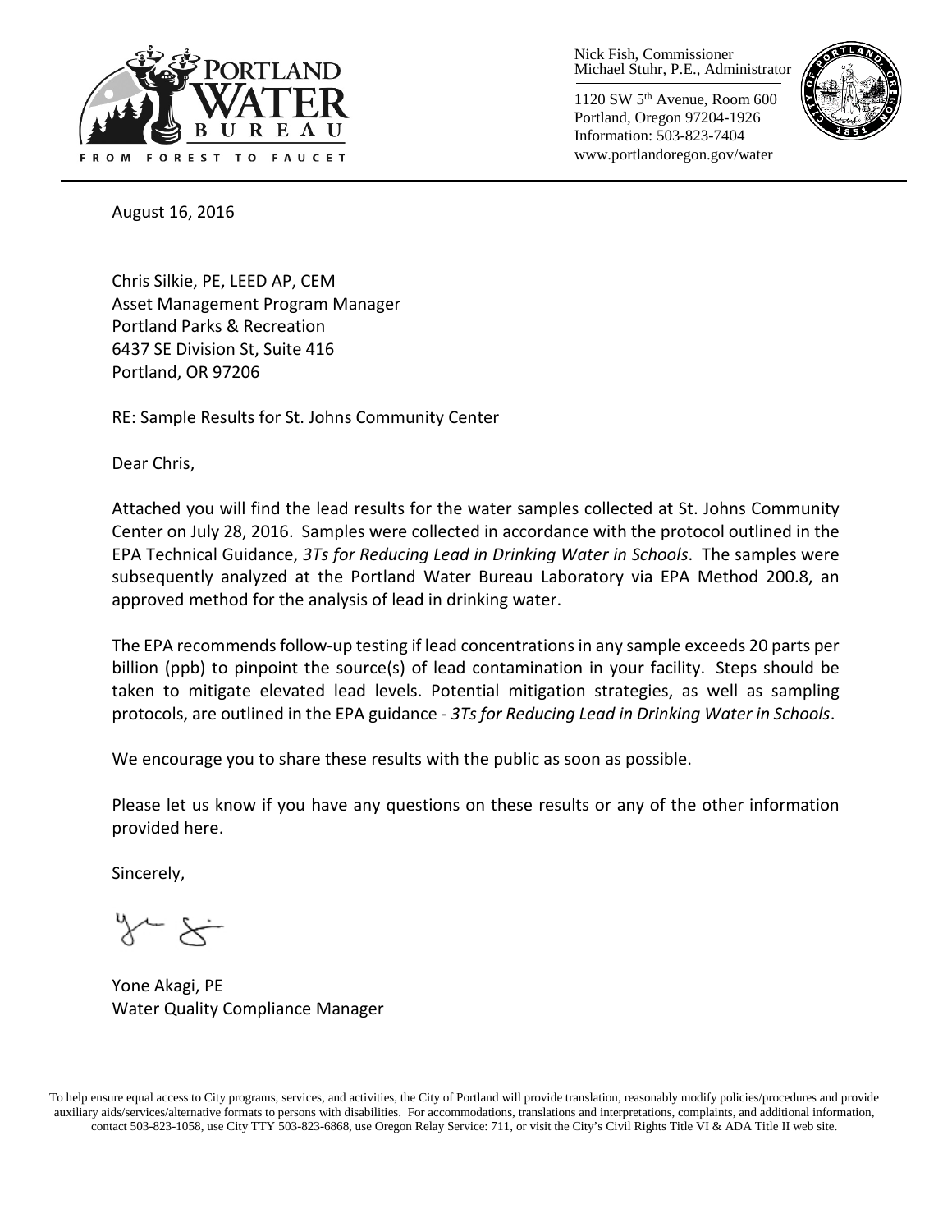Nick Fish, Commissioner
Michael Stuhr, P.E., Administrator

1120 SW 5th Avenue, Room 600
Portland, Oregon 97204-1926
Information: 503-823-7404
www.portlandoregon.gov/water

August 16, 2016

Chris Silkie, PE, LEED AP, CEM
Asset Management Program Manager
Portland Parks & Recreation
6437 SE Division St, Suite 416
Portland, OR 97206

RE: Sample Results for St. Johns Community Center

Dear Chris,

Attached you will find the lead results for the water samples collected at St. Johns Community Center on July 28, 2016. Samples were collected in accordance with the protocol outlined in the EPA Technical Guidance, *3Ts for Reducing Lead in Drinking Water in Schools*. The samples were subsequently analyzed at the Portland Water Bureau Laboratory via EPA Method 200.8, an approved method for the analysis of lead in drinking water.

The EPA recommends follow-up testing if lead concentrations in any sample exceeds 20 parts per billion (ppb) to pinpoint the source(s) of lead contamination in your facility. Steps should be taken to mitigate elevated lead levels. Potential mitigation strategies, as well as sampling protocols, are outlined in the EPA guidance - *3Ts for Reducing Lead in Drinking Water in Schools*.

We encourage you to share these results with the public as soon as possible.

Please let us know if you have any questions on these results or any of the other information provided here.

Sincerely,

Yone Akagi, PE
Water Quality Compliance Manager

To help ensure equal access to City programs, services, and activities, the City of Portland will provide translation, reasonably modify policies/procedures and provide auxiliary aids/services/alternative formats to persons with disabilities. For accommodations, translations and interpretations, complaints, and additional information, contact 503-823-1058, use City TTY 503-823-6868, use Oregon Relay Service: 711, or visit the City's Civil Rights Title VI & ADA Title II web site.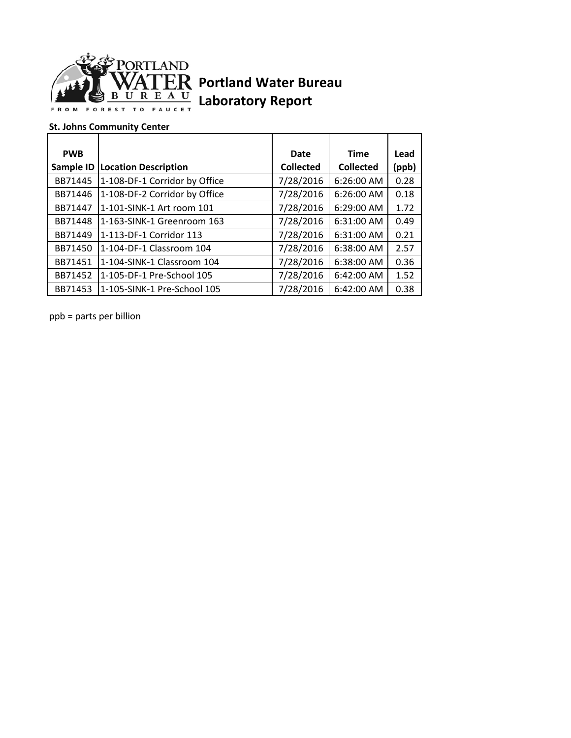PORTLAND WATER BUREAU

FROM FOREST TO FAUCET

# Portland Water Bureau Laboratory Report

**St. Johns Community Center**

| PWB Sample ID | Location Description | Date Collected | Time Collected | Lead (ppb) |
|---|---|---|---|---|
| BB71445 | 1-108-DF-1 Corridor by Office | 7/28/2016 | 6:26:00 AM | 0.28 |
| BB71446 | 1-108-DF-2 Corridor by Office | 7/28/2016 | 6:26:00 AM | 0.18 |
| BB71447 | 1-101-SINK-1 Art room 101 | 7/28/2016 | 6:29:00 AM | 1.72 |
| BB71448 | 1-163-SINK-1 Greenroom 163 | 7/28/2016 | 6:31:00 AM | 0.49 |
| BB71449 | 1-113-DF-1 Corridor 113 | 7/28/2016 | 6:31:00 AM | 0.21 |
| BB71450 | 1-104-DF-1 Classroom 104 | 7/28/2016 | 6:38:00 AM | 2.57 |
| BB71451 | 1-104-SINK-1 Classroom 104 | 7/28/2016 | 6:38:00 AM | 0.36 |
| BB71452 | 1-105-DF-1 Pre-School 105 | 7/28/2016 | 6:42:00 AM | 1.52 |
| BB71453 | 1-105-SINK-1 Pre-School 105 | 7/28/2016 | 6:42:00 AM | 0.38 |

ppb = parts per billion